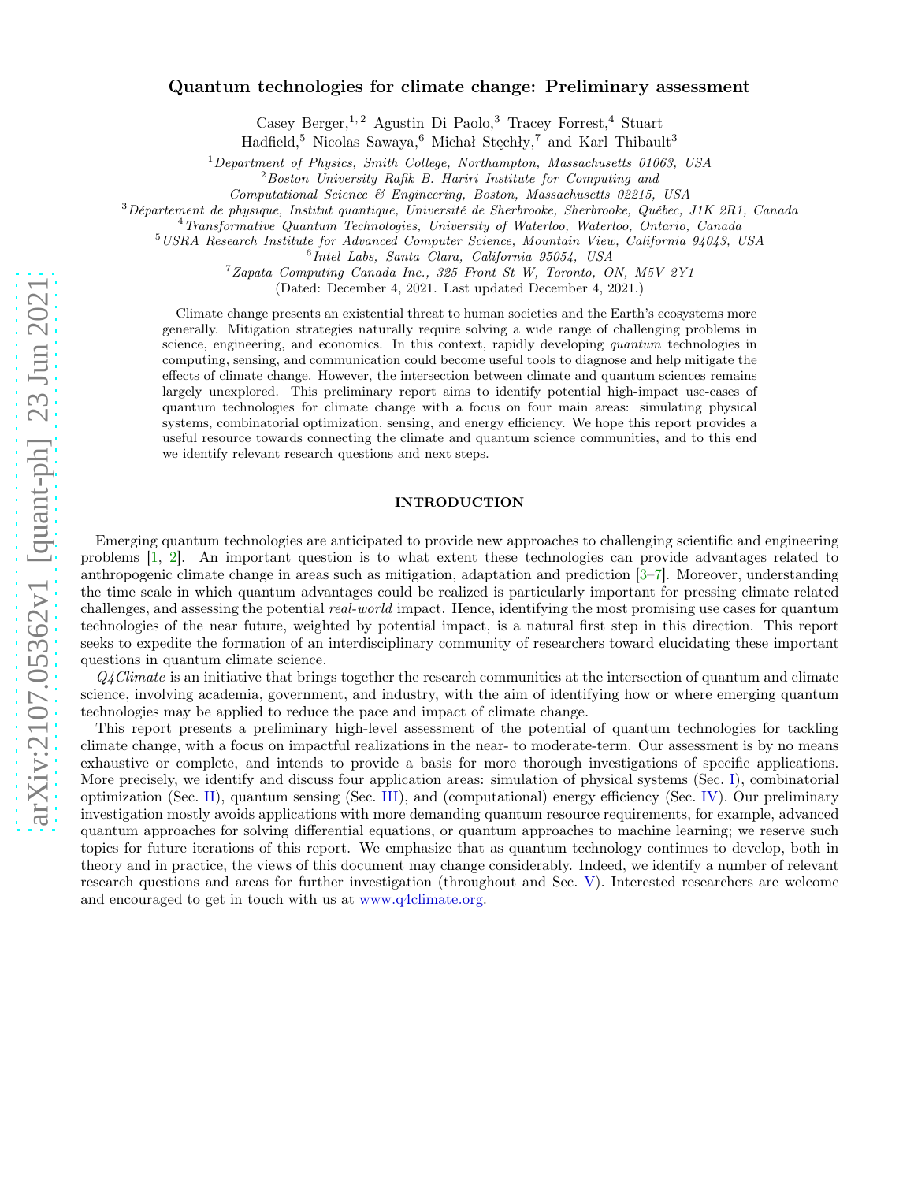# Quantum technologies for climate change: Preliminary assessment

Casey Berger,[1, 2] Agustin Di Paolo,[3] Tracey Forrest,[4] Stuart Hadfield,[5] Nicolas Sawaya,[6] Michał Stęchły,[7] and Karl Thibault[3]

[1] *Department of Physics, Smith College, Northampton, Massachusetts 01063, USA*
[2] *Boston University Rafik B. Hariri Institute for Computing and Computational Science & Engineering, Boston, Massachusetts 02215, USA*
[3] *Département de physique, Institut quantique, Université de Sherbrooke, Sherbrooke, Québec, J1K 2R1, Canada*
[4] *Transformative Quantum Technologies, University of Waterloo, Waterloo, Ontario, Canada*
[5] *USRA Research Institute for Advanced Computer Science, Mountain View, California 94043, USA*
[6] *Intel Labs, Santa Clara, California 95054, USA*
[7] *Zapata Computing Canada Inc., 325 Front St W, Toronto, ON, M5V 2Y1*

(Dated: December 4, 2021. Last updated December 4, 2021.)

Climate change presents an existential threat to human societies and the Earth's ecosystems more generally. Mitigation strategies naturally require solving a wide range of challenging problems in science, engineering, and economics. In this context, rapidly developing *quantum* technologies in computing, sensing, and communication could become useful tools to diagnose and help mitigate the effects of climate change. However, the intersection between climate and quantum sciences remains largely unexplored. This preliminary report aims to identify potential high-impact use-cases of quantum technologies for climate change with a focus on four main areas: simulating physical systems, combinatorial optimization, sensing, and energy efficiency. We hope this report provides a useful resource towards connecting the climate and quantum science communities, and to this end we identify relevant research questions and next steps.

## INTRODUCTION

Emerging quantum technologies are anticipated to provide new approaches to challenging scientific and engineering problems [1, 2]. An important question is to what extent these technologies can provide advantages related to anthropogenic climate change in areas such as mitigation, adaptation and prediction [3–7]. Moreover, understanding the time scale in which quantum advantages could be realized is particularly important for pressing climate related challenges, and assessing the potential *real-world* impact. Hence, identifying the most promising use cases for quantum technologies of the near future, weighted by potential impact, is a natural first step in this direction. This report seeks to expedite the formation of an interdisciplinary community of researchers toward elucidating these important questions in quantum climate science.

*Q4Climate* is an initiative that brings together the research communities at the intersection of quantum and climate science, involving academia, government, and industry, with the aim of identifying how or where emerging quantum technologies may be applied to reduce the pace and impact of climate change.

This report presents a preliminary high-level assessment of the potential of quantum technologies for tackling climate change, with a focus on impactful realizations in the near- to moderate-term. Our assessment is by no means exhaustive or complete, and intends to provide a basis for more thorough investigations of specific applications. More precisely, we identify and discuss four application areas: simulation of physical systems (Sec. I), combinatorial optimization (Sec. II), quantum sensing (Sec. III), and (computational) energy efficiency (Sec. IV). Our preliminary investigation mostly avoids applications with more demanding quantum resource requirements, for example, advanced quantum approaches for solving differential equations, or quantum approaches to machine learning; we reserve such topics for future iterations of this report. We emphasize that as quantum technology continues to develop, both in theory and in practice, the views of this document may change considerably. Indeed, we identify a number of relevant research questions and areas for further investigation (throughout and Sec. V). Interested researchers are welcome and encouraged to get in touch with us at www.q4climate.org.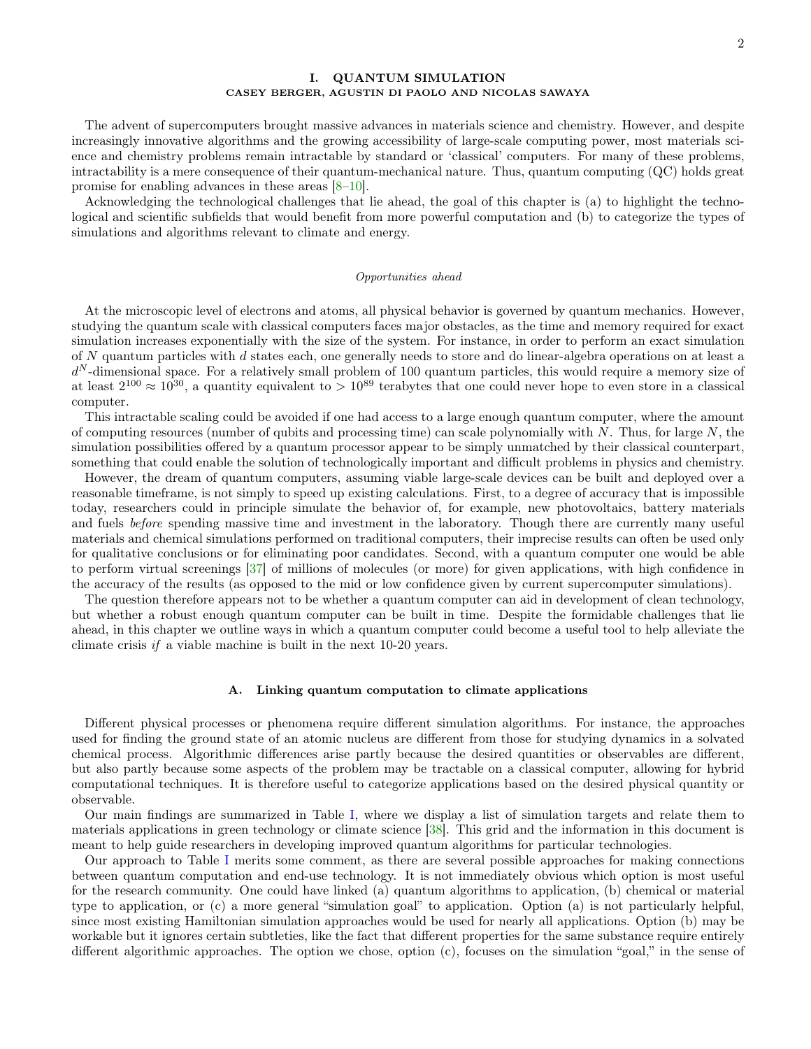# I. QUANTUM SIMULATION

**CASEY BERGER, AGUSTIN DI PAOLO AND NICOLAS SAWAYA**

The advent of supercomputers brought massive advances in materials science and chemistry. However, and despite increasingly innovative algorithms and the growing accessibility of large-scale computing power, most materials science and chemistry problems remain intractable by standard or 'classical' computers. For many of these problems, intractability is a mere consequence of their quantum-mechanical nature. Thus, quantum computing (QC) holds great promise for enabling advances in these areas [8–10].

Acknowledging the technological challenges that lie ahead, the goal of this chapter is (a) to highlight the technological and scientific subfields that would benefit from more powerful computation and (b) to categorize the types of simulations and algorithms relevant to climate and energy.

*Opportunities ahead*

At the microscopic level of electrons and atoms, all physical behavior is governed by quantum mechanics. However, studying the quantum scale with classical computers faces major obstacles, as the time and memory required for exact simulation increases exponentially with the size of the system. For instance, in order to perform an exact simulation of $N$ quantum particles with $d$ states each, one generally needs to store and do linear-algebra operations on at least a $d^N$-dimensional space. For a relatively small problem of 100 quantum particles, this would require a memory size of at least $2^{100} \approx 10^{30}$, a quantity equivalent to $> 10^{89}$ terabytes that one could never hope to even store in a classical computer.

This intractable scaling could be avoided if one had access to a large enough quantum computer, where the amount of computing resources (number of qubits and processing time) can scale polynomially with $N$. Thus, for large $N$, the simulation possibilities offered by a quantum processor appear to be simply unmatched by their classical counterpart, something that could enable the solution of technologically important and difficult problems in physics and chemistry.

However, the dream of quantum computers, assuming viable large-scale devices can be built and deployed over a reasonable timeframe, is not simply to speed up existing calculations. First, to a degree of accuracy that is impossible today, researchers could in principle simulate the behavior of, for example, new photovoltaics, battery materials and fuels *before* spending massive time and investment in the laboratory. Though there are currently many useful materials and chemical simulations performed on traditional computers, their imprecise results can often be used only for qualitative conclusions or for eliminating poor candidates. Second, with a quantum computer one would be able to perform virtual screenings [37] of millions of molecules (or more) for given applications, with high confidence in the accuracy of the results (as opposed to the mid or low confidence given by current supercomputer simulations).

The question therefore appears not to be whether a quantum computer can aid in development of clean technology, but whether a robust enough quantum computer can be built in time. Despite the formidable challenges that lie ahead, in this chapter we outline ways in which a quantum computer could become a useful tool to help alleviate the climate crisis *if* a viable machine is built in the next 10-20 years.

## A. Linking quantum computation to climate applications

Different physical processes or phenomena require different simulation algorithms. For instance, the approaches used for finding the ground state of an atomic nucleus are different from those for studying dynamics in a solvated chemical process. Algorithmic differences arise partly because the desired quantities or observables are different, but also partly because some aspects of the problem may be tractable on a classical computer, allowing for hybrid computational techniques. It is therefore useful to categorize applications based on the desired physical quantity or observable.

Our main findings are summarized in Table I, where we display a list of simulation targets and relate them to materials applications in green technology or climate science [38]. This grid and the information in this document is meant to help guide researchers in developing improved quantum algorithms for particular technologies.

Our approach to Table I merits some comment, as there are several possible approaches for making connections between quantum computation and end-use technology. It is not immediately obvious which option is most useful for the research community. One could have linked (a) quantum algorithms to application, (b) chemical or material type to application, or (c) a more general "simulation goal" to application. Option (a) is not particularly helpful, since most existing Hamiltonian simulation approaches would be used for nearly all applications. Option (b) may be workable but it ignores certain subtleties, like the fact that different properties for the same substance require entirely different algorithmic approaches. The option we chose, option (c), focuses on the simulation "goal," in the sense of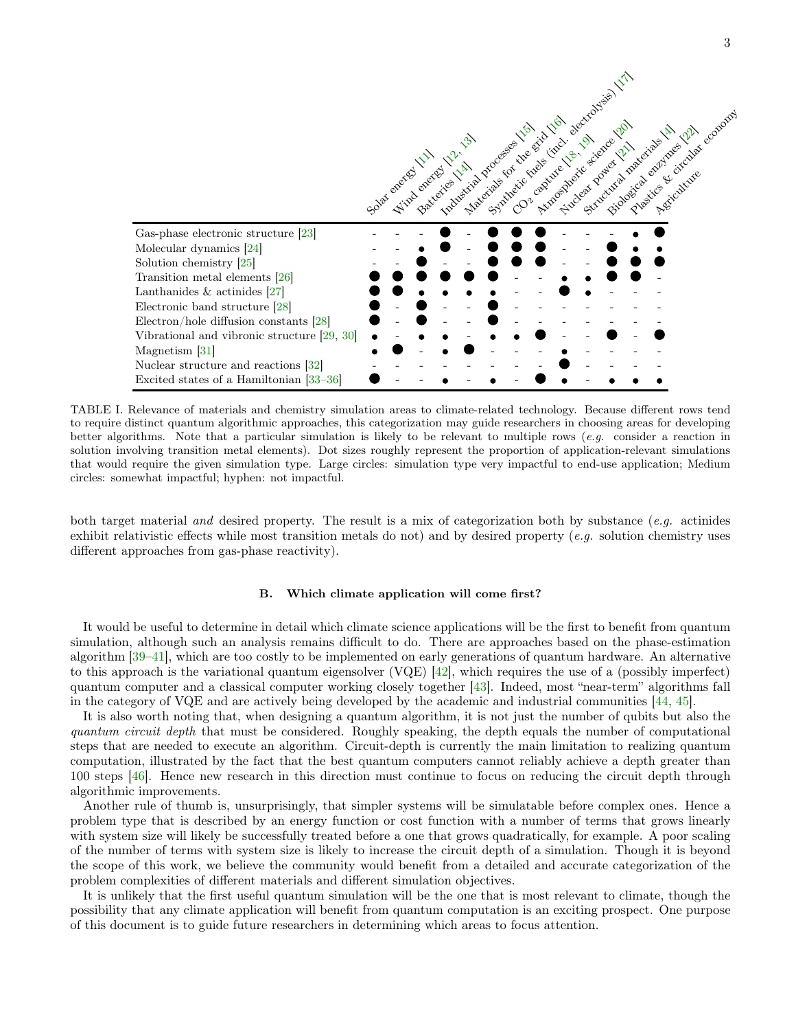| | Solar energy [11] | Wind energy [12, 13] | Batteries [14] | Industrial processes [15] | Materials for the grid [16] | Synthetic fuels (incl. electrolysis) [17] | $CO_2$ capture [18, 19] | Atmospheric science [20] | Nuclear power [21] | Structural materials [4] | Biological enzymes [22] | Plastics & circular economy | Agriculture |
|---|---|---|---|---|---|---|---|---|---|---|---|---|---|
| Gas-phase electronic structure [23] | - | - | - | ● | - | ● | ● | ● | - | - | - | • | ● |
| Molecular dynamics [24] | - | - | • | ● | - | ● | ● | ● | - | - | ● | • | • |
| Solution chemistry [25] | - | - | ● | - | - | ● | ● | ● | - | - | ● | ● | ● |
| Transition metal elements [26] | ● | ● | ● | ● | ● | ● | - | - | • | • | ● | ● | - |
| Lanthanides & actinides [27] | ● | ● | • | • | • | • | - | - | ● | • | - | - | - |
| Electronic band structure [28] | ● | - | ● | - | - | ● | - | - | - | - | - | - | - |
| Electron/hole diffusion constants [28] | ● | - | ● | - | - | ● | - | - | - | - | - | - | - |
| Vibrational and vibronic structure [29, 30] | • | - | • | • | - | • | • | ● | - | - | ● | - | ● |
| Magnetism [31] | • | ● | - | • | ● | - | - | - | • | - | - | - | - |
| Nuclear structure and reactions [32] | - | - | - | - | - | - | - | - | ● | - | - | - | - |
| Excited states of a Hamiltonian [33–36] | ● | - | - | • | - | • | - | ● | • | - | • | • | • |

TABLE I. Relevance of materials and chemistry simulation areas to climate-related technology. Because different rows tend to require distinct quantum algorithmic approaches, this categorization may guide researchers in choosing areas for developing better algorithms. Note that a particular simulation is likely to be relevant to multiple rows (*e.g.* consider a reaction in solution involving transition metal elements). Dot sizes roughly represent the proportion of application-relevant simulations that would require the given simulation type. Large circles: simulation type very impactful to end-use application; Medium circles: somewhat impactful; hyphen: not impactful.

both target material *and* desired property. The result is a mix of categorization both by substance (*e.g.* actinides exhibit relativistic effects while most transition metals do not) and by desired property (*e.g.* solution chemistry uses different approaches from gas-phase reactivity).

### B. Which climate application will come first?

It would be useful to determine in detail which climate science applications will be the first to benefit from quantum simulation, although such an analysis remains difficult to do. There are approaches based on the phase-estimation algorithm [39–41], which are too costly to be implemented on early generations of quantum hardware. An alternative to this approach is the variational quantum eigensolver (VQE) [42], which requires the use of a (possibly imperfect) quantum computer and a classical computer working closely together [43]. Indeed, most "near-term" algorithms fall in the category of VQE and are actively being developed by the academic and industrial communities [44, 45].

It is also worth noting that, when designing a quantum algorithm, it is not just the number of qubits but also the *quantum circuit depth* that must be considered. Roughly speaking, the depth equals the number of computational steps that are needed to execute an algorithm. Circuit-depth is currently the main limitation to realizing quantum computation, illustrated by the fact that the best quantum computers cannot reliably achieve a depth greater than 100 steps [46]. Hence new research in this direction must continue to focus on reducing the circuit depth through algorithmic improvements.

Another rule of thumb is, unsurprisingly, that simpler systems will be simulatable before complex ones. Hence a problem type that is described by an energy function or cost function with a number of terms that grows linearly with system size will likely be successfully treated before a one that grows quadratically, for example. A poor scaling of the number of terms with system size is likely to increase the circuit depth of a simulation. Though it is beyond the scope of this work, we believe the community would benefit from a detailed and accurate categorization of the problem complexities of different materials and different simulation objectives.

It is unlikely that the first useful quantum simulation will be the one that is most relevant to climate, though the possibility that any climate application will benefit from quantum computation is an exciting prospect. One purpose of this document is to guide future researchers in determining which areas to focus attention.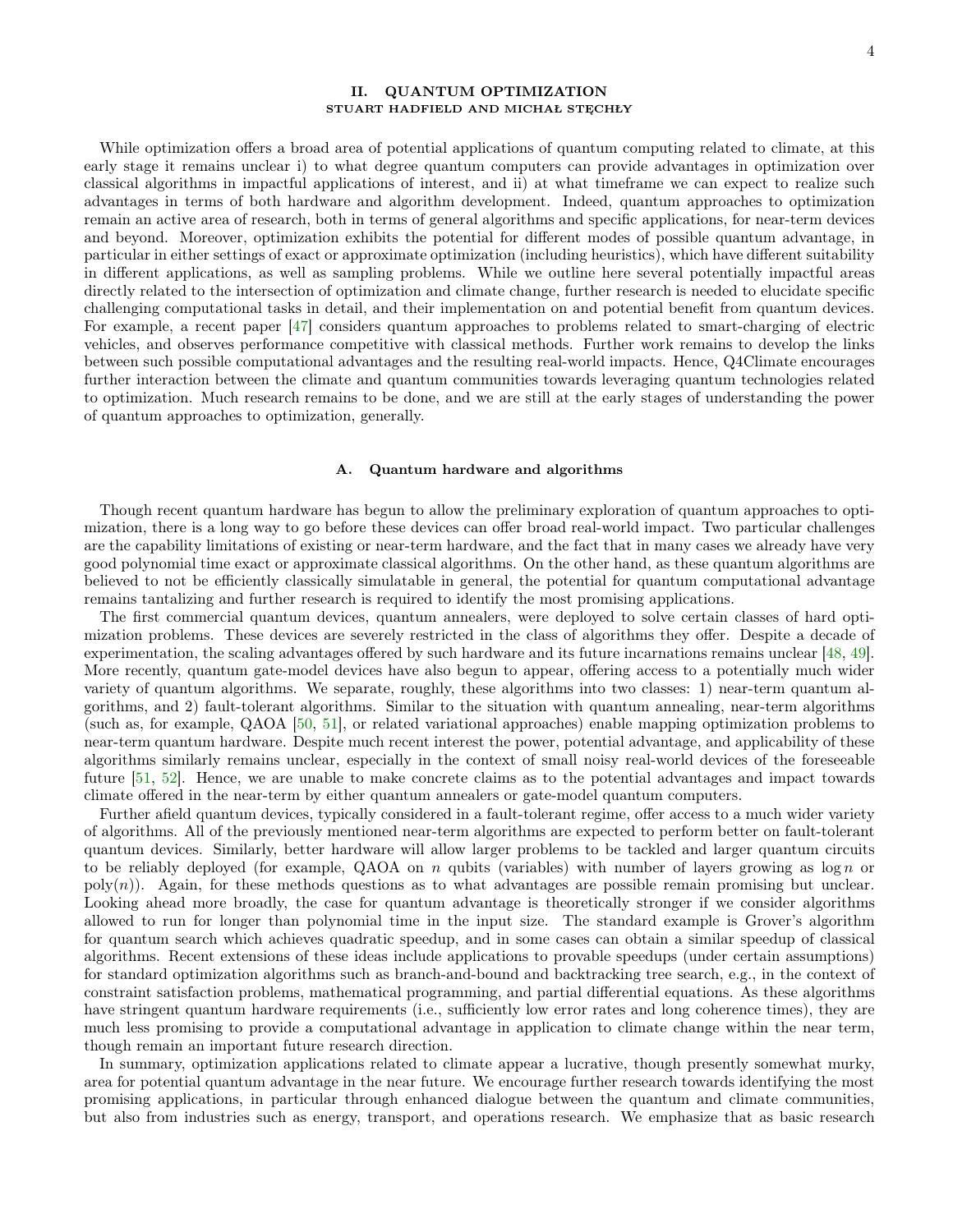## II. QUANTUM OPTIMIZATION

STUART HADFIELD AND MICHAŁ STĘCHŁY

While optimization offers a broad area of potential applications of quantum computing related to climate, at this early stage it remains unclear i) to what degree quantum computers can provide advantages in optimization over classical algorithms in impactful applications of interest, and ii) at what timeframe we can expect to realize such advantages in terms of both hardware and algorithm development. Indeed, quantum approaches to optimization remain an active area of research, both in terms of general algorithms and specific applications, for near-term devices and beyond. Moreover, optimization exhibits the potential for different modes of possible quantum advantage, in particular in either settings of exact or approximate optimization (including heuristics), which have different suitability in different applications, as well as sampling problems. While we outline here several potentially impactful areas directly related to the intersection of optimization and climate change, further research is needed to elucidate specific challenging computational tasks in detail, and their implementation on and potential benefit from quantum devices. For example, a recent paper [47] considers quantum approaches to problems related to smart-charging of electric vehicles, and observes performance competitive with classical methods. Further work remains to develop the links between such possible computational advantages and the resulting real-world impacts. Hence, Q4Climate encourages further interaction between the climate and quantum communities towards leveraging quantum technologies related to optimization. Much research remains to be done, and we are still at the early stages of understanding the power of quantum approaches to optimization, generally.

### A. Quantum hardware and algorithms

Though recent quantum hardware has begun to allow the preliminary exploration of quantum approaches to optimization, there is a long way to go before these devices can offer broad real-world impact. Two particular challenges are the capability limitations of existing or near-term hardware, and the fact that in many cases we already have very good polynomial time exact or approximate classical algorithms. On the other hand, as these quantum algorithms are believed to not be efficiently classically simulatable in general, the potential for quantum computational advantage remains tantalizing and further research is required to identify the most promising applications.

The first commercial quantum devices, quantum annealers, were deployed to solve certain classes of hard optimization problems. These devices are severely restricted in the class of algorithms they offer. Despite a decade of experimentation, the scaling advantages offered by such hardware and its future incarnations remains unclear [48, 49]. More recently, quantum gate-model devices have also begun to appear, offering access to a potentially much wider variety of quantum algorithms. We separate, roughly, these algorithms into two classes: 1) near-term quantum algorithms, and 2) fault-tolerant algorithms. Similar to the situation with quantum annealing, near-term algorithms (such as, for example, QAOA [50, 51], or related variational approaches) enable mapping optimization problems to near-term quantum hardware. Despite much recent interest the power, potential advantage, and applicability of these algorithms similarly remains unclear, especially in the context of small noisy real-world devices of the foreseeable future [51, 52]. Hence, we are unable to make concrete claims as to the potential advantages and impact towards climate offered in the near-term by either quantum annealers or gate-model quantum computers.

Further afield quantum devices, typically considered in a fault-tolerant regime, offer access to a much wider variety of algorithms. All of the previously mentioned near-term algorithms are expected to perform better on fault-tolerant quantum devices. Similarly, better hardware will allow larger problems to be tackled and larger quantum circuits to be reliably deployed (for example, QAOA on $n$ qubits (variables) with number of layers growing as $\log n$ or $\text{poly}(n)$). Again, for these methods questions as to what advantages are possible remain promising but unclear. Looking ahead more broadly, the case for quantum advantage is theoretically stronger if we consider algorithms allowed to run for longer than polynomial time in the input size. The standard example is Grover's algorithm for quantum search which achieves quadratic speedup, and in some cases can obtain a similar speedup of classical algorithms. Recent extensions of these ideas include applications to provable speedups (under certain assumptions) for standard optimization algorithms such as branch-and-bound and backtracking tree search, e.g., in the context of constraint satisfaction problems, mathematical programming, and partial differential equations. As these algorithms have stringent quantum hardware requirements (i.e., sufficiently low error rates and long coherence times), they are much less promising to provide a computational advantage in application to climate change within the near term, though remain an important future research direction.

In summary, optimization applications related to climate appear a lucrative, though presently somewhat murky, area for potential quantum advantage in the near future. We encourage further research towards identifying the most promising applications, in particular through enhanced dialogue between the quantum and climate communities, but also from industries such as energy, transport, and operations research. We emphasize that as basic research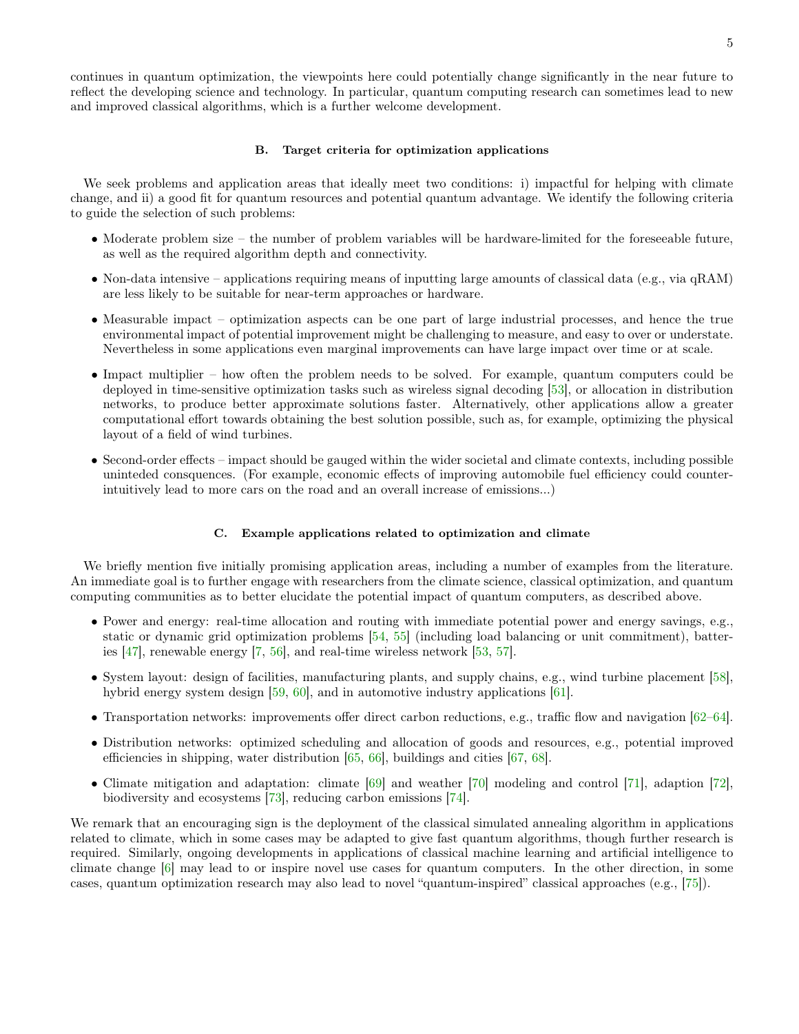continues in quantum optimization, the viewpoints here could potentially change significantly in the near future to reflect the developing science and technology. In particular, quantum computing research can sometimes lead to new and improved classical algorithms, which is a further welcome development.

### B. Target criteria for optimization applications

We seek problems and application areas that ideally meet two conditions: i) impactful for helping with climate change, and ii) a good fit for quantum resources and potential quantum advantage. We identify the following criteria to guide the selection of such problems:

- Moderate problem size – the number of problem variables will be hardware-limited for the foreseeable future, as well as the required algorithm depth and connectivity.
- Non-data intensive – applications requiring means of inputting large amounts of classical data (e.g., via qRAM) are less likely to be suitable for near-term approaches or hardware.
- Measurable impact – optimization aspects can be one part of large industrial processes, and hence the true environmental impact of potential improvement might be challenging to measure, and easy to over or understate. Nevertheless in some applications even marginal improvements can have large impact over time or at scale.
- Impact multiplier – how often the problem needs to be solved. For example, quantum computers could be deployed in time-sensitive optimization tasks such as wireless signal decoding [53], or allocation in distribution networks, to produce better approximate solutions faster. Alternatively, other applications allow a greater computational effort towards obtaining the best solution possible, such as, for example, optimizing the physical layout of a field of wind turbines.
- Second-order effects – impact should be gauged within the wider societal and climate contexts, including possible uninteded consquences. (For example, economic effects of improving automobile fuel efficiency could counter-intuitively lead to more cars on the road and an overall increase of emissions...)

### C. Example applications related to optimization and climate

We briefly mention five initially promising application areas, including a number of examples from the literature. An immediate goal is to further engage with researchers from the climate science, classical optimization, and quantum computing communities as to better elucidate the potential impact of quantum computers, as described above.

- Power and energy: real-time allocation and routing with immediate potential power and energy savings, e.g., static or dynamic grid optimization problems [54, 55] (including load balancing or unit commitment), batteries [47], renewable energy [7, 56], and real-time wireless network [53, 57].
- System layout: design of facilities, manufacturing plants, and supply chains, e.g., wind turbine placement [58], hybrid energy system design [59, 60], and in automotive industry applications [61].
- Transportation networks: improvements offer direct carbon reductions, e.g., traffic flow and navigation [62–64].
- Distribution networks: optimized scheduling and allocation of goods and resources, e.g., potential improved efficiencies in shipping, water distribution [65, 66], buildings and cities [67, 68].
- Climate mitigation and adaptation: climate [69] and weather [70] modeling and control [71], adaption [72], biodiversity and ecosystems [73], reducing carbon emissions [74].

We remark that an encouraging sign is the deployment of the classical simulated annealing algorithm in applications related to climate, which in some cases may be adapted to give fast quantum algorithms, though further research is required. Similarly, ongoing developments in applications of classical machine learning and artificial intelligence to climate change [6] may lead to or inspire novel use cases for quantum computers. In the other direction, in some cases, quantum optimization research may also lead to novel "quantum-inspired" classical approaches (e.g., [75]).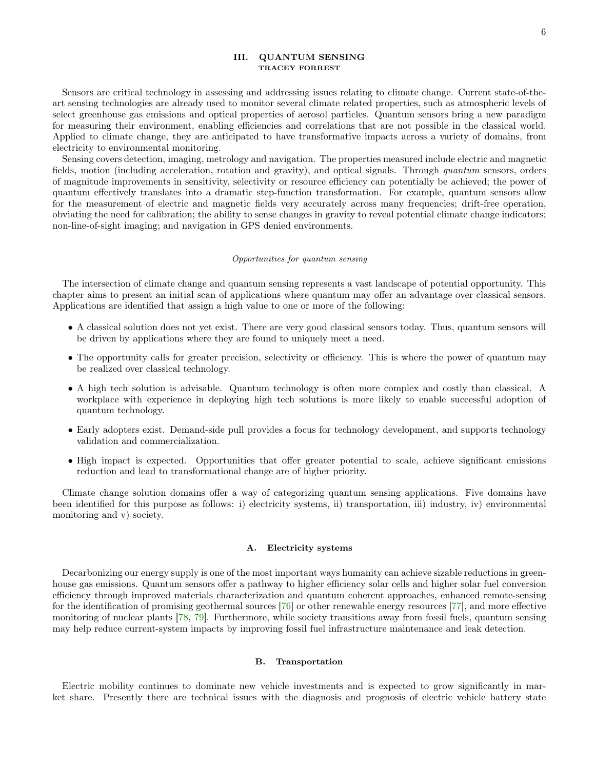## III. QUANTUM SENSING

**TRACEY FORREST**

Sensors are critical technology in assessing and addressing issues relating to climate change. Current state-of-the-art sensing technologies are already used to monitor several climate related properties, such as atmospheric levels of select greenhouse gas emissions and optical properties of aerosol particles. Quantum sensors bring a new paradigm for measuring their environment, enabling efficiencies and correlations that are not possible in the classical world. Applied to climate change, they are anticipated to have transformative impacts across a variety of domains, from electricity to environmental monitoring.

Sensing covers detection, imaging, metrology and navigation. The properties measured include electric and magnetic fields, motion (including acceleration, rotation and gravity), and optical signals. Through *quantum* sensors, orders of magnitude improvements in sensitivity, selectivity or resource efficiency can potentially be achieved; the power of quantum effectively translates into a dramatic step-function transformation. For example, quantum sensors allow for the measurement of electric and magnetic fields very accurately across many frequencies; drift-free operation, obviating the need for calibration; the ability to sense changes in gravity to reveal potential climate change indicators; non-line-of-sight imaging; and navigation in GPS denied environments.

*Opportunities for quantum sensing*

The intersection of climate change and quantum sensing represents a vast landscape of potential opportunity. This chapter aims to present an initial scan of applications where quantum may offer an advantage over classical sensors. Applications are identified that assign a high value to one or more of the following:

- A classical solution does not yet exist. There are very good classical sensors today. Thus, quantum sensors will be driven by applications where they are found to uniquely meet a need.
- The opportunity calls for greater precision, selectivity or efficiency. This is where the power of quantum may be realized over classical technology.
- A high tech solution is advisable. Quantum technology is often more complex and costly than classical. A workplace with experience in deploying high tech solutions is more likely to enable successful adoption of quantum technology.
- Early adopters exist. Demand-side pull provides a focus for technology development, and supports technology validation and commercialization.
- High impact is expected. Opportunities that offer greater potential to scale, achieve significant emissions reduction and lead to transformational change are of higher priority.

Climate change solution domains offer a way of categorizing quantum sensing applications. Five domains have been identified for this purpose as follows: i) electricity systems, ii) transportation, iii) industry, iv) environmental monitoring and v) society.

### A. Electricity systems

Decarbonizing our energy supply is one of the most important ways humanity can achieve sizable reductions in greenhouse gas emissions. Quantum sensors offer a pathway to higher efficiency solar cells and higher solar fuel conversion efficiency through improved materials characterization and quantum coherent approaches, enhanced remote-sensing for the identification of promising geothermal sources [76] or other renewable energy resources [77], and more effective monitoring of nuclear plants [78, 79]. Furthermore, while society transitions away from fossil fuels, quantum sensing may help reduce current-system impacts by improving fossil fuel infrastructure maintenance and leak detection.

### B. Transportation

Electric mobility continues to dominate new vehicle investments and is expected to grow significantly in market share. Presently there are technical issues with the diagnosis and prognosis of electric vehicle battery state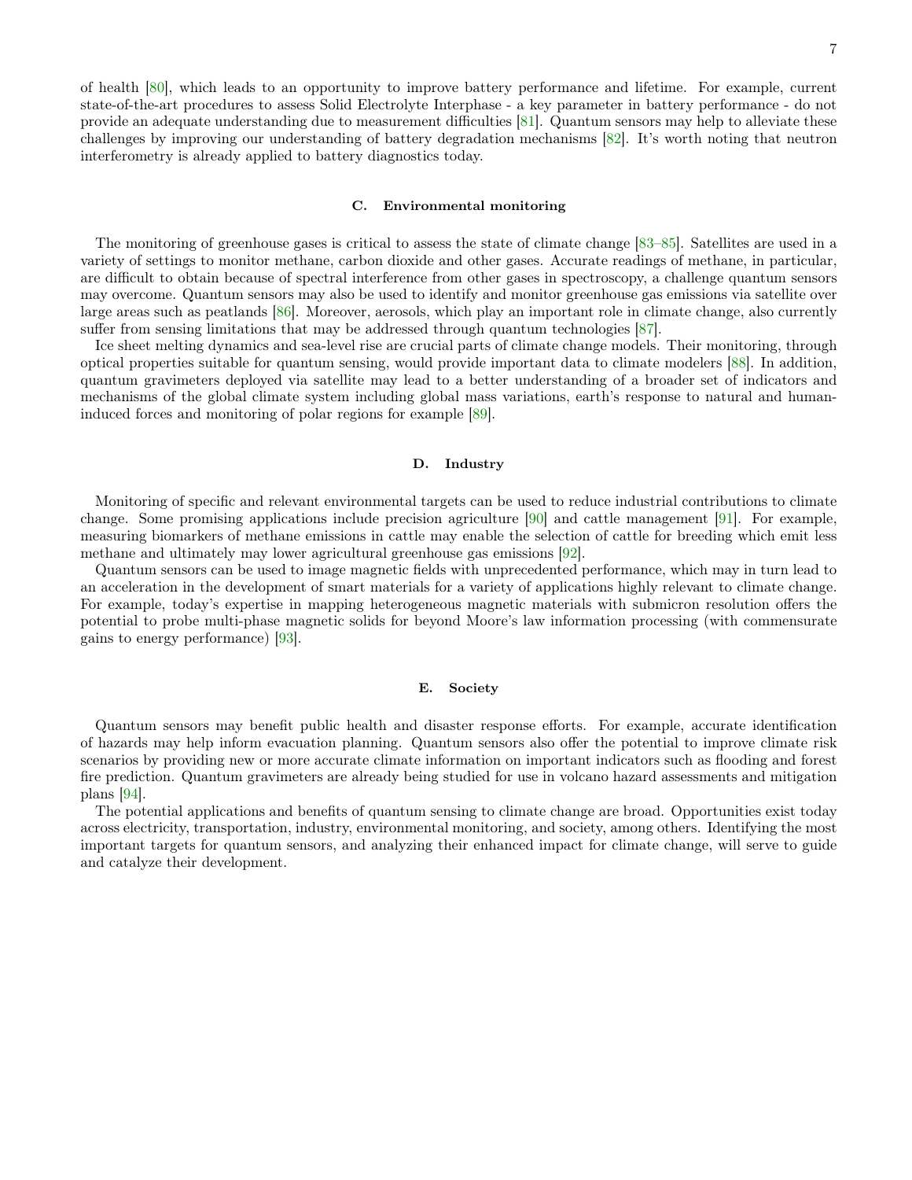of health [80], which leads to an opportunity to improve battery performance and lifetime. For example, current state-of-the-art procedures to assess Solid Electrolyte Interphase - a key parameter in battery performance - do not provide an adequate understanding due to measurement difficulties [81]. Quantum sensors may help to alleviate these challenges by improving our understanding of battery degradation mechanisms [82]. It's worth noting that neutron interferometry is already applied to battery diagnostics today.

### C. Environmental monitoring

The monitoring of greenhouse gases is critical to assess the state of climate change [83–85]. Satellites are used in a variety of settings to monitor methane, carbon dioxide and other gases. Accurate readings of methane, in particular, are difficult to obtain because of spectral interference from other gases in spectroscopy, a challenge quantum sensors may overcome. Quantum sensors may also be used to identify and monitor greenhouse gas emissions via satellite over large areas such as peatlands [86]. Moreover, aerosols, which play an important role in climate change, also currently suffer from sensing limitations that may be addressed through quantum technologies [87].

Ice sheet melting dynamics and sea-level rise are crucial parts of climate change models. Their monitoring, through optical properties suitable for quantum sensing, would provide important data to climate modelers [88]. In addition, quantum gravimeters deployed via satellite may lead to a better understanding of a broader set of indicators and mechanisms of the global climate system including global mass variations, earth's response to natural and human-induced forces and monitoring of polar regions for example [89].

### D. Industry

Monitoring of specific and relevant environmental targets can be used to reduce industrial contributions to climate change. Some promising applications include precision agriculture [90] and cattle management [91]. For example, measuring biomarkers of methane emissions in cattle may enable the selection of cattle for breeding which emit less methane and ultimately may lower agricultural greenhouse gas emissions [92].

Quantum sensors can be used to image magnetic fields with unprecedented performance, which may in turn lead to an acceleration in the development of smart materials for a variety of applications highly relevant to climate change. For example, today's expertise in mapping heterogeneous magnetic materials with submicron resolution offers the potential to probe multi-phase magnetic solids for beyond Moore's law information processing (with commensurate gains to energy performance) [93].

### E. Society

Quantum sensors may benefit public health and disaster response efforts. For example, accurate identification of hazards may help inform evacuation planning. Quantum sensors also offer the potential to improve climate risk scenarios by providing new or more accurate climate information on important indicators such as flooding and forest fire prediction. Quantum gravimeters are already being studied for use in volcano hazard assessments and mitigation plans [94].

The potential applications and benefits of quantum sensing to climate change are broad. Opportunities exist today across electricity, transportation, industry, environmental monitoring, and society, among others. Identifying the most important targets for quantum sensors, and analyzing their enhanced impact for climate change, will serve to guide and catalyze their development.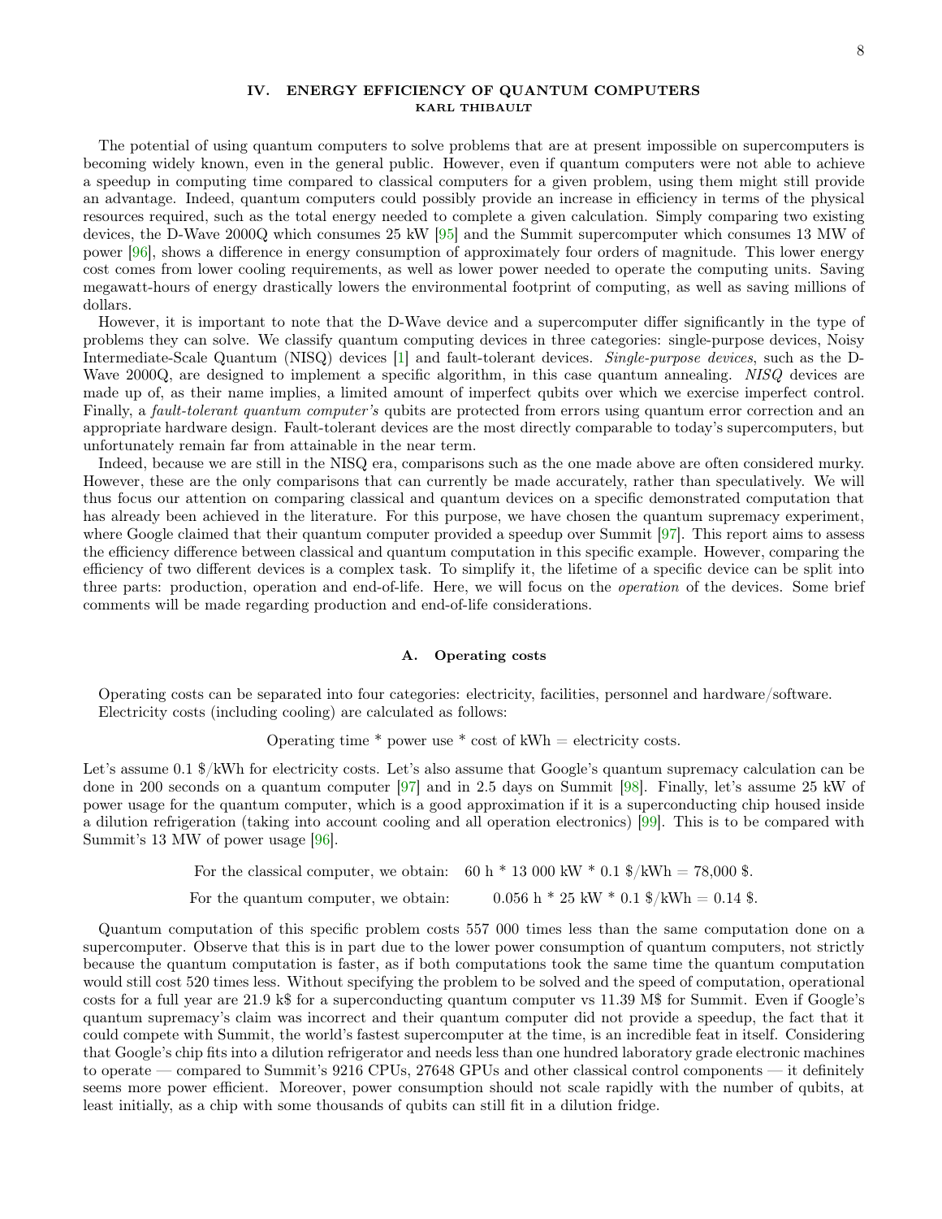## IV. ENERGY EFFICIENCY OF QUANTUM COMPUTERS

**KARL THIBAULT**

The potential of using quantum computers to solve problems that are at present impossible on supercomputers is becoming widely known, even in the general public. However, even if quantum computers were not able to achieve a speedup in computing time compared to classical computers for a given problem, using them might still provide an advantage. Indeed, quantum computers could possibly provide an increase in efficiency in terms of the physical resources required, such as the total energy needed to complete a given calculation. Simply comparing two existing devices, the D-Wave 2000Q which consumes 25 kW [95] and the Summit supercomputer which consumes 13 MW of power [96], shows a difference in energy consumption of approximately four orders of magnitude. This lower energy cost comes from lower cooling requirements, as well as lower power needed to operate the computing units. Saving megawatt-hours of energy drastically lowers the environmental footprint of computing, as well as saving millions of dollars.

However, it is important to note that the D-Wave device and a supercomputer differ significantly in the type of problems they can solve. We classify quantum computing devices in three categories: single-purpose devices, Noisy Intermediate-Scale Quantum (NISQ) devices [1] and fault-tolerant devices. *Single-purpose devices*, such as the D-Wave 2000Q, are designed to implement a specific algorithm, in this case quantum annealing. *NISQ* devices are made up of, as their name implies, a limited amount of imperfect qubits over which we exercise imperfect control. Finally, a *fault-tolerant quantum computer's* qubits are protected from errors using quantum error correction and an appropriate hardware design. Fault-tolerant devices are the most directly comparable to today's supercomputers, but unfortunately remain far from attainable in the near term.

Indeed, because we are still in the NISQ era, comparisons such as the one made above are often considered murky. However, these are the only comparisons that can currently be made accurately, rather than speculatively. We will thus focus our attention on comparing classical and quantum devices on a specific demonstrated computation that has already been achieved in the literature. For this purpose, we have chosen the quantum supremacy experiment, where Google claimed that their quantum computer provided a speedup over Summit [97]. This report aims to assess the efficiency difference between classical and quantum computation in this specific example. However, comparing the efficiency of two different devices is a complex task. To simplify it, the lifetime of a specific device can be split into three parts: production, operation and end-of-life. Here, we will focus on the *operation* of the devices. Some brief comments will be made regarding production and end-of-life considerations.

### A. Operating costs

Operating costs can be separated into four categories: electricity, facilities, personnel and hardware/software. Electricity costs (including cooling) are calculated as follows:

Operating time * power use * cost of kWh = electricity costs.

Let's assume 0.1 $/kWh for electricity costs. Let's also assume that Google's quantum supremacy calculation can be done in 200 seconds on a quantum computer [97] and in 2.5 days on Summit [98]. Finally, let's assume 25 kW of power usage for the quantum computer, which is a good approximation if it is a superconducting chip housed inside a dilution refrigeration (taking into account cooling and all operation electronics) [99]. This is to be compared with Summit's 13 MW of power usage [96].

For the classical computer, we obtain: 60 h * 13 000 kW * 0.1 $/kWh = 78,000 $.

For the quantum computer, we obtain: 0.056 h * 25 kW * 0.1 $/kWh = 0.14 $.

Quantum computation of this specific problem costs 557 000 times less than the same computation done on a supercomputer. Observe that this is in part due to the lower power consumption of quantum computers, not strictly because the quantum computation is faster, as if both computations took the same time the quantum computation would still cost 520 times less. Without specifying the problem to be solved and the speed of computation, operational costs for a full year are 21.9 k$ for a superconducting quantum computer vs 11.39 M$ for Summit. Even if Google's quantum supremacy's claim was incorrect and their quantum computer did not provide a speedup, the fact that it could compete with Summit, the world's fastest supercomputer at the time, is an incredible feat in itself. Considering that Google's chip fits into a dilution refrigerator and needs less than one hundred laboratory grade electronic machines to operate — compared to Summit's 9216 CPUs, 27648 GPUs and other classical control components — it definitely seems more power efficient. Moreover, power consumption should not scale rapidly with the number of qubits, at least initially, as a chip with some thousands of qubits can still fit in a dilution fridge.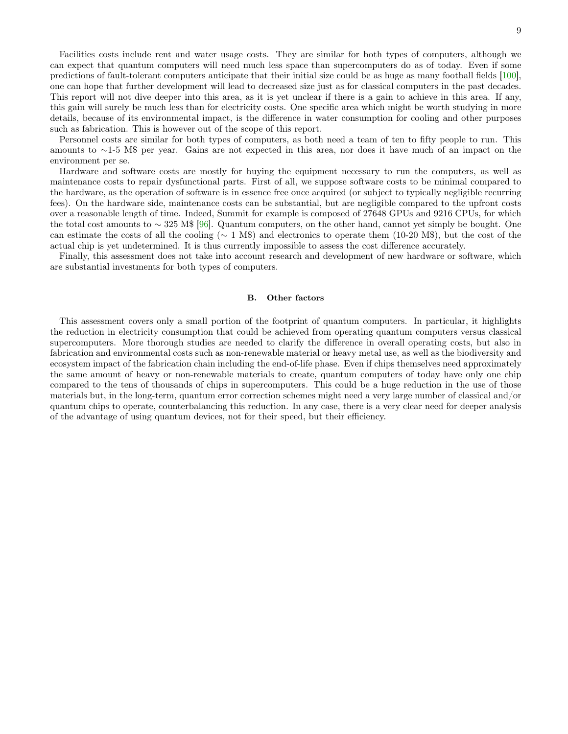Facilities costs include rent and water usage costs. They are similar for both types of computers, although we can expect that quantum computers will need much less space than supercomputers do as of today. Even if some predictions of fault-tolerant computers anticipate that their initial size could be as huge as many football fields [100], one can hope that further development will lead to decreased size just as for classical computers in the past decades. This report will not dive deeper into this area, as it is yet unclear if there is a gain to achieve in this area. If any, this gain will surely be much less than for electricity costs. One specific area which might be worth studying in more details, because of its environmental impact, is the difference in water consumption for cooling and other purposes such as fabrication. This is however out of the scope of this report.

Personnel costs are similar for both types of computers, as both need a team of ten to fifty people to run. This amounts to ∼1-5 M$ per year. Gains are not expected in this area, nor does it have much of an impact on the environment per se.

Hardware and software costs are mostly for buying the equipment necessary to run the computers, as well as maintenance costs to repair dysfunctional parts. First of all, we suppose software costs to be minimal compared to the hardware, as the operation of software is in essence free once acquired (or subject to typically negligible recurring fees). On the hardware side, maintenance costs can be substantial, but are negligible compared to the upfront costs over a reasonable length of time. Indeed, Summit for example is composed of 27648 GPUs and 9216 CPUs, for which the total cost amounts to ∼ 325 M$ [96]. Quantum computers, on the other hand, cannot yet simply be bought. One can estimate the costs of all the cooling (∼ 1 M$) and electronics to operate them (10-20 M$), but the cost of the actual chip is yet undetermined. It is thus currently impossible to assess the cost difference accurately.

Finally, this assessment does not take into account research and development of new hardware or software, which are substantial investments for both types of computers.

### B. Other factors

This assessment covers only a small portion of the footprint of quantum computers. In particular, it highlights the reduction in electricity consumption that could be achieved from operating quantum computers versus classical supercomputers. More thorough studies are needed to clarify the difference in overall operating costs, but also in fabrication and environmental costs such as non-renewable material or heavy metal use, as well as the biodiversity and ecosystem impact of the fabrication chain including the end-of-life phase. Even if chips themselves need approximately the same amount of heavy or non-renewable materials to create, quantum computers of today have only one chip compared to the tens of thousands of chips in supercomputers. This could be a huge reduction in the use of those materials but, in the long-term, quantum error correction schemes might need a very large number of classical and/or quantum chips to operate, counterbalancing this reduction. In any case, there is a very clear need for deeper analysis of the advantage of using quantum devices, not for their speed, but their efficiency.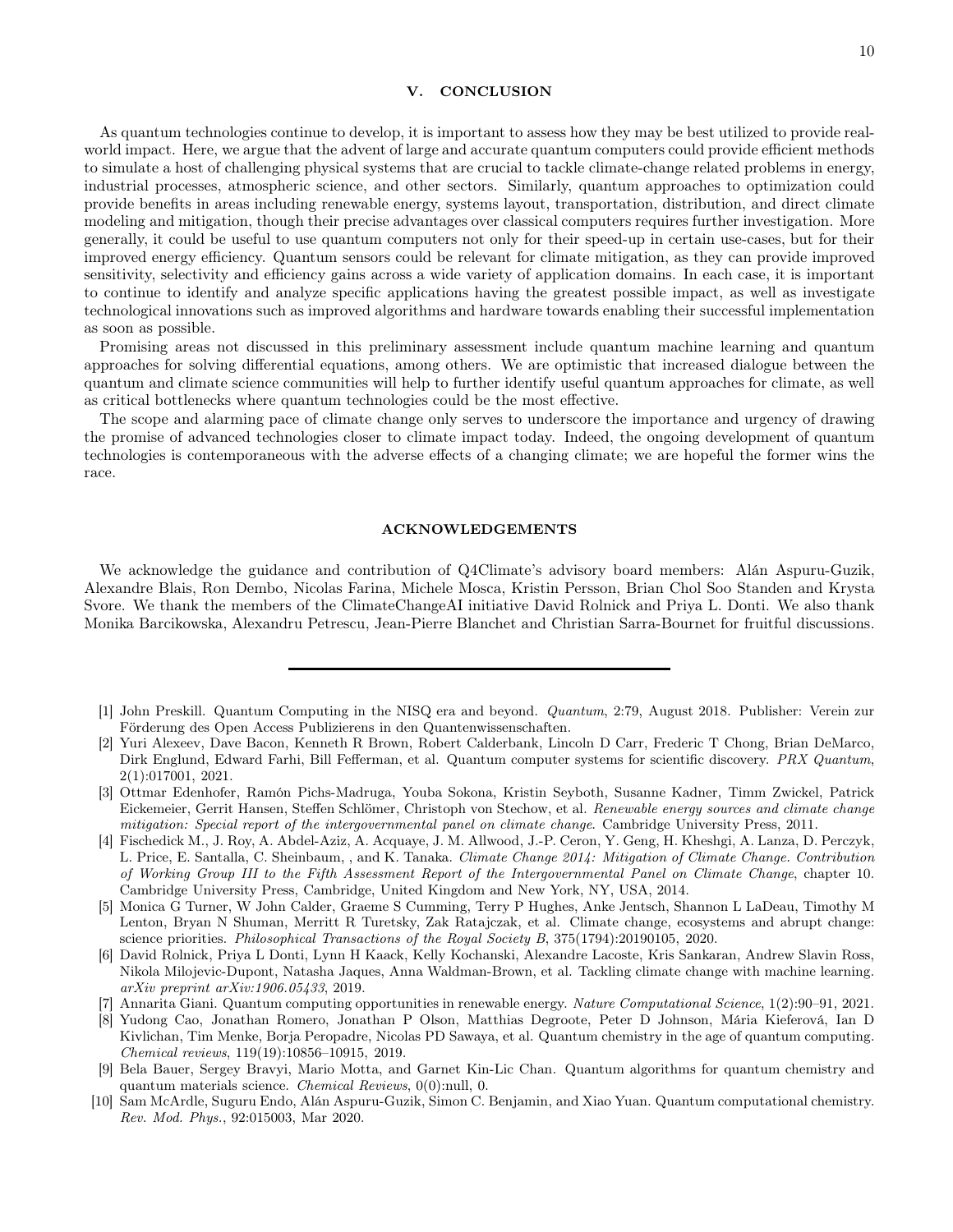## V. CONCLUSION

As quantum technologies continue to develop, it is important to assess how they may be best utilized to provide real-world impact. Here, we argue that the advent of large and accurate quantum computers could provide efficient methods to simulate a host of challenging physical systems that are crucial to tackle climate-change related problems in energy, industrial processes, atmospheric science, and other sectors. Similarly, quantum approaches to optimization could provide benefits in areas including renewable energy, systems layout, transportation, distribution, and direct climate modeling and mitigation, though their precise advantages over classical computers requires further investigation. More generally, it could be useful to use quantum computers not only for their speed-up in certain use-cases, but for their improved energy efficiency. Quantum sensors could be relevant for climate mitigation, as they can provide improved sensitivity, selectivity and efficiency gains across a wide variety of application domains. In each case, it is important to continue to identify and analyze specific applications having the greatest possible impact, as well as investigate technological innovations such as improved algorithms and hardware towards enabling their successful implementation as soon as possible.

Promising areas not discussed in this preliminary assessment include quantum machine learning and quantum approaches for solving differential equations, among others. We are optimistic that increased dialogue between the quantum and climate science communities will help to further identify useful quantum approaches for climate, as well as critical bottlenecks where quantum technologies could be the most effective.

The scope and alarming pace of climate change only serves to underscore the importance and urgency of drawing the promise of advanced technologies closer to climate impact today. Indeed, the ongoing development of quantum technologies is contemporaneous with the adverse effects of a changing climate; we are hopeful the former wins the race.

## ACKNOWLEDGEMENTS

We acknowledge the guidance and contribution of Q4Climate's advisory board members: Alán Aspuru-Guzik, Alexandre Blais, Ron Dembo, Nicolas Farina, Michele Mosca, Kristin Persson, Brian Chol Soo Standen and Krysta Svore. We thank the members of the ClimateChangeAI initiative David Rolnick and Priya L. Donti. We also thank Monika Barcikowska, Alexandru Petrescu, Jean-Pierre Blanchet and Christian Sarra-Bournet for fruitful discussions.

---

[1] John Preskill. Quantum Computing in the NISQ era and beyond. *Quantum*, 2:79, August 2018. Publisher: Verein zur Förderung des Open Access Publizierens in den Quantenwissenschaften.

[2] Yuri Alexeev, Dave Bacon, Kenneth R Brown, Robert Calderbank, Lincoln D Carr, Frederic T Chong, Brian DeMarco, Dirk Englund, Edward Farhi, Bill Fefferman, et al. Quantum computer systems for scientific discovery. *PRX Quantum*, 2(1):017001, 2021.

[3] Ottmar Edenhofer, Ramón Pichs-Madruga, Youba Sokona, Kristin Seyboth, Susanne Kadner, Timm Zwickel, Patrick Eickemeier, Gerrit Hansen, Steffen Schlömer, Christoph von Stechow, et al. *Renewable energy sources and climate change mitigation: Special report of the intergovernmental panel on climate change*. Cambridge University Press, 2011.

[4] Fischedick M., J. Roy, A. Abdel-Aziz, A. Acquaye, J. M. Allwood, J.-P. Ceron, Y. Geng, H. Kheshgi, A. Lanza, D. Perczyk, L. Price, E. Santalla, C. Sheinbaum, , and K. Tanaka. *Climate Change 2014: Mitigation of Climate Change. Contribution of Working Group III to the Fifth Assessment Report of the Intergovernmental Panel on Climate Change*, chapter 10. Cambridge University Press, Cambridge, United Kingdom and New York, NY, USA, 2014.

[5] Monica G Turner, W John Calder, Graeme S Cumming, Terry P Hughes, Anke Jentsch, Shannon L LaDeau, Timothy M Lenton, Bryan N Shuman, Merritt R Turetsky, Zak Ratajczak, et al. Climate change, ecosystems and abrupt change: science priorities. *Philosophical Transactions of the Royal Society B*, 375(1794):20190105, 2020.

[6] David Rolnick, Priya L Donti, Lynn H Kaack, Kelly Kochanski, Alexandre Lacoste, Kris Sankaran, Andrew Slavin Ross, Nikola Milojevic-Dupont, Natasha Jaques, Anna Waldman-Brown, et al. Tackling climate change with machine learning. *arXiv preprint arXiv:1906.05433*, 2019.

[7] Annarita Giani. Quantum computing opportunities in renewable energy. *Nature Computational Science*, 1(2):90–91, 2021.

[8] Yudong Cao, Jonathan Romero, Jonathan P Olson, Matthias Degroote, Peter D Johnson, Mária Kieferová, Ian D Kivlichan, Tim Menke, Borja Peropadre, Nicolas PD Sawaya, et al. Quantum chemistry in the age of quantum computing. *Chemical reviews*, 119(19):10856–10915, 2019.

[9] Bela Bauer, Sergey Bravyi, Mario Motta, and Garnet Kin-Lic Chan. Quantum algorithms for quantum chemistry and quantum materials science. *Chemical Reviews*, 0(0):null, 0.

[10] Sam McArdle, Suguru Endo, Alán Aspuru-Guzik, Simon C. Benjamin, and Xiao Yuan. Quantum computational chemistry. *Rev. Mod. Phys.*, 92:015003, Mar 2020.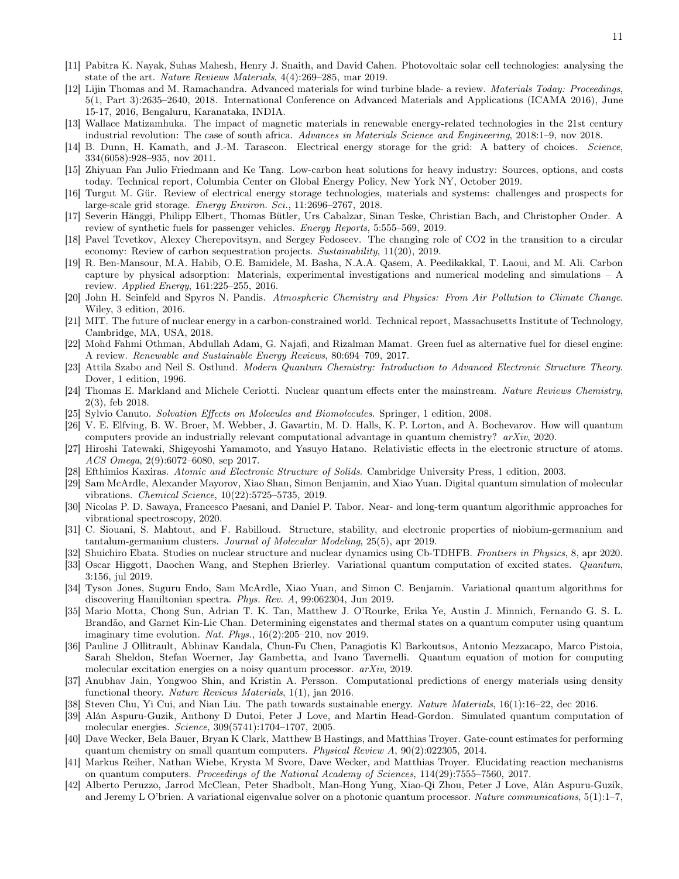[11] Pabitra K. Nayak, Suhas Mahesh, Henry J. Snaith, and David Cahen. Photovoltaic solar cell technologies: analysing the state of the art. *Nature Reviews Materials*, 4(4):269–285, mar 2019.

[12] Lijin Thomas and M. Ramachandra. Advanced materials for wind turbine blade- a review. *Materials Today: Proceedings*, 5(1, Part 3):2635–2640, 2018. International Conference on Advanced Materials and Applications (ICAMA 2016), June 15-17, 2016, Bengaluru, Karanataka, INDIA.

[13] Wallace Matizamhuka. The impact of magnetic materials in renewable energy-related technologies in the 21st century industrial revolution: The case of south africa. *Advances in Materials Science and Engineering*, 2018:1–9, nov 2018.

[14] B. Dunn, H. Kamath, and J.-M. Tarascon. Electrical energy storage for the grid: A battery of choices. *Science*, 334(6058):928–935, nov 2011.

[15] Zhiyuan Fan Julio Friedmann and Ke Tang. Low-carbon heat solutions for heavy industry: Sources, options, and costs today. Technical report, Columbia Center on Global Energy Policy, New York NY, October 2019.

[16] Turgut M. Gür. Review of electrical energy storage technologies, materials and systems: challenges and prospects for large-scale grid storage. *Energy Environ. Sci.*, 11:2696–2767, 2018.

[17] Severin Hänggi, Philipp Elbert, Thomas Bütler, Urs Cabalzar, Sinan Teske, Christian Bach, and Christopher Onder. A review of synthetic fuels for passenger vehicles. *Energy Reports*, 5:555–569, 2019.

[18] Pavel Tcvetkov, Alexey Cherepovitsyn, and Sergey Fedoseev. The changing role of CO2 in the transition to a circular economy: Review of carbon sequestration projects. *Sustainability*, 11(20), 2019.

[19] R. Ben-Mansour, M.A. Habib, O.E. Bamidele, M. Basha, N.A.A. Qasem, A. Peedikakkal, T. Laoui, and M. Ali. Carbon capture by physical adsorption: Materials, experimental investigations and numerical modeling and simulations – A review. *Applied Energy*, 161:225–255, 2016.

[20] John H. Seinfeld and Spyros N. Pandis. *Atmospheric Chemistry and Physics: From Air Pollution to Climate Change*. Wiley, 3 edition, 2016.

[21] MIT. The future of nuclear energy in a carbon-constrained world. Technical report, Massachusetts Institute of Technology, Cambridge, MA, USA, 2018.

[22] Mohd Fahmi Othman, Abdullah Adam, G. Najafi, and Rizalman Mamat. Green fuel as alternative fuel for diesel engine: A review. *Renewable and Sustainable Energy Reviews*, 80:694–709, 2017.

[23] Attila Szabo and Neil S. Ostlund. *Modern Quantum Chemistry: Introduction to Advanced Electronic Structure Theory*. Dover, 1 edition, 1996.

[24] Thomas E. Markland and Michele Ceriotti. Nuclear quantum effects enter the mainstream. *Nature Reviews Chemistry*, 2(3), feb 2018.

[25] Sylvio Canuto. *Solvation Effects on Molecules and Biomolecules*. Springer, 1 edition, 2008.

[26] V. E. Elfving, B. W. Broer, M. Webber, J. Gavartin, M. D. Halls, K. P. Lorton, and A. Bochevarov. How will quantum computers provide an industrially relevant computational advantage in quantum chemistry? *arXiv*, 2020.

[27] Hiroshi Tatewaki, Shigeyoshi Yamamoto, and Yasuyo Hatano. Relativistic effects in the electronic structure of atoms. *ACS Omega*, 2(9):6072–6080, sep 2017.

[28] Efthimios Kaxiras. *Atomic and Electronic Structure of Solids*. Cambridge University Press, 1 edition, 2003.

[29] Sam McArdle, Alexander Mayorov, Xiao Shan, Simon Benjamin, and Xiao Yuan. Digital quantum simulation of molecular vibrations. *Chemical Science*, 10(22):5725–5735, 2019.

[30] Nicolas P. D. Sawaya, Francesco Paesani, and Daniel P. Tabor. Near- and long-term quantum algorithmic approaches for vibrational spectroscopy, 2020.

[31] C. Siouani, S. Mahtout, and F. Rabilloud. Structure, stability, and electronic properties of niobium-germanium and tantalum-germanium clusters. *Journal of Molecular Modeling*, 25(5), apr 2019.

[32] Shuichiro Ebata. Studies on nuclear structure and nuclear dynamics using Cb-TDHFB. *Frontiers in Physics*, 8, apr 2020.

[33] Oscar Higgott, Daochen Wang, and Stephen Brierley. Variational quantum computation of excited states. *Quantum*, 3:156, jul 2019.

[34] Tyson Jones, Suguru Endo, Sam McArdle, Xiao Yuan, and Simon C. Benjamin. Variational quantum algorithms for discovering Hamiltonian spectra. *Phys. Rev. A*, 99:062304, Jun 2019.

[35] Mario Motta, Chong Sun, Adrian T. K. Tan, Matthew J. O'Rourke, Erika Ye, Austin J. Minnich, Fernando G. S. L. Brandão, and Garnet Kin-Lic Chan. Determining eigenstates and thermal states on a quantum computer using quantum imaginary time evolution. *Nat. Phys.*, 16(2):205–210, nov 2019.

[36] Pauline J Ollitrault, Abhinav Kandala, Chun-Fu Chen, Panagiotis Kl Barkoutsos, Antonio Mezzacapo, Marco Pistoia, Sarah Sheldon, Stefan Woerner, Jay Gambetta, and Ivano Tavernelli. Quantum equation of motion for computing molecular excitation energies on a noisy quantum processor. *arXiv*, 2019.

[37] Anubhav Jain, Yongwoo Shin, and Kristin A. Persson. Computational predictions of energy materials using density functional theory. *Nature Reviews Materials*, 1(1), jan 2016.

[38] Steven Chu, Yi Cui, and Nian Liu. The path towards sustainable energy. *Nature Materials*, 16(1):16–22, dec 2016.

[39] Alán Aspuru-Guzik, Anthony D Dutoi, Peter J Love, and Martin Head-Gordon. Simulated quantum computation of molecular energies. *Science*, 309(5741):1704–1707, 2005.

[40] Dave Wecker, Bela Bauer, Bryan K Clark, Matthew B Hastings, and Matthias Troyer. Gate-count estimates for performing quantum chemistry on small quantum computers. *Physical Review A*, 90(2):022305, 2014.

[41] Markus Reiher, Nathan Wiebe, Krysta M Svore, Dave Wecker, and Matthias Troyer. Elucidating reaction mechanisms on quantum computers. *Proceedings of the National Academy of Sciences*, 114(29):7555–7560, 2017.

[42] Alberto Peruzzo, Jarrod McClean, Peter Shadbolt, Man-Hong Yung, Xiao-Qi Zhou, Peter J Love, Alán Aspuru-Guzik, and Jeremy L O'brien. A variational eigenvalue solver on a photonic quantum processor. *Nature communications*, 5(1):1–7,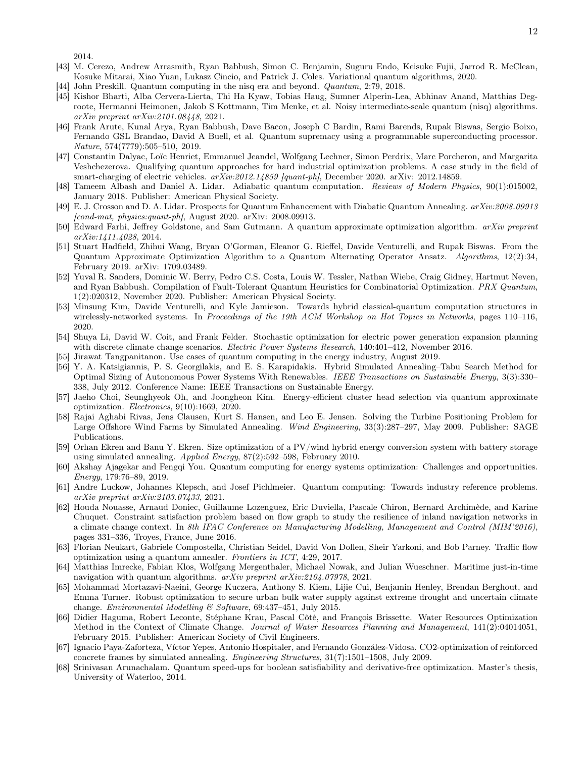2014.

[43] M. Cerezo, Andrew Arrasmith, Ryan Babbush, Simon C. Benjamin, Suguru Endo, Keisuke Fujii, Jarrod R. McClean, Kosuke Mitarai, Xiao Yuan, Lukasz Cincio, and Patrick J. Coles. Variational quantum algorithms, 2020.

[44] John Preskill. Quantum computing in the nisq era and beyond. *Quantum*, 2:79, 2018.

[45] Kishor Bharti, Alba Cervera-Lierta, Thi Ha Kyaw, Tobias Haug, Sumner Alperin-Lea, Abhinav Anand, Matthias Degroote, Hermanni Heimonen, Jakob S Kottmann, Tim Menke, et al. Noisy intermediate-scale quantum (nisq) algorithms. *arXiv preprint arXiv:2101.08448*, 2021.

[46] Frank Arute, Kunal Arya, Ryan Babbush, Dave Bacon, Joseph C Bardin, Rami Barends, Rupak Biswas, Sergio Boixo, Fernando GSL Brandao, David A Buell, et al. Quantum supremacy using a programmable superconducting processor. *Nature*, 574(7779):505–510, 2019.

[47] Constantin Dalyac, Loïc Henriet, Emmanuel Jeandel, Wolfgang Lechner, Simon Perdrix, Marc Porcheron, and Margarita Veshchezerova. Qualifying quantum approaches for hard industrial optimization problems. A case study in the field of smart-charging of electric vehicles. *arXiv:2012.14859 [quant-ph]*, December 2020. arXiv: 2012.14859.

[48] Tameem Albash and Daniel A. Lidar. Adiabatic quantum computation. *Reviews of Modern Physics*, 90(1):015002, January 2018. Publisher: American Physical Society.

[49] E. J. Crosson and D. A. Lidar. Prospects for Quantum Enhancement with Diabatic Quantum Annealing. *arXiv:2008.09913 [cond-mat, physics:quant-ph]*, August 2020. arXiv: 2008.09913.

[50] Edward Farhi, Jeffrey Goldstone, and Sam Gutmann. A quantum approximate optimization algorithm. *arXiv preprint arXiv:1411.4028*, 2014.

[51] Stuart Hadfield, Zhihui Wang, Bryan O'Gorman, Eleanor G. Rieffel, Davide Venturelli, and Rupak Biswas. From the Quantum Approximate Optimization Algorithm to a Quantum Alternating Operator Ansatz. *Algorithms*, 12(2):34, February 2019. arXiv: 1709.03489.

[52] Yuval R. Sanders, Dominic W. Berry, Pedro C.S. Costa, Louis W. Tessler, Nathan Wiebe, Craig Gidney, Hartmut Neven, and Ryan Babbush. Compilation of Fault-Tolerant Quantum Heuristics for Combinatorial Optimization. *PRX Quantum*, 1(2):020312, November 2020. Publisher: American Physical Society.

[53] Minsung Kim, Davide Venturelli, and Kyle Jamieson. Towards hybrid classical-quantum computation structures in wirelessly-networked systems. In *Proceedings of the 19th ACM Workshop on Hot Topics in Networks*, pages 110–116, 2020.

[54] Shuya Li, David W. Coit, and Frank Felder. Stochastic optimization for electric power generation expansion planning with discrete climate change scenarios. *Electric Power Systems Research*, 140:401–412, November 2016.

[55] Jirawat Tangpanitanon. Use cases of quantum computing in the energy industry, August 2019.

[56] Y. A. Katsigiannis, P. S. Georgilakis, and E. S. Karapidakis. Hybrid Simulated Annealing–Tabu Search Method for Optimal Sizing of Autonomous Power Systems With Renewables. *IEEE Transactions on Sustainable Energy*, 3(3):330–338, July 2012. Conference Name: IEEE Transactions on Sustainable Energy.

[57] Jaeho Choi, Seunghyeok Oh, and Joongheon Kim. Energy-efficient cluster head selection via quantum approximate optimization. *Electronics*, 9(10):1669, 2020.

[58] Rajai Aghabi Rivas, Jens Clausen, Kurt S. Hansen, and Leo E. Jensen. Solving the Turbine Positioning Problem for Large Offshore Wind Farms by Simulated Annealing. *Wind Engineering*, 33(3):287–297, May 2009. Publisher: SAGE Publications.

[59] Orhan Ekren and Banu Y. Ekren. Size optimization of a PV/wind hybrid energy conversion system with battery storage using simulated annealing. *Applied Energy*, 87(2):592–598, February 2010.

[60] Akshay Ajagekar and Fengqi You. Quantum computing for energy systems optimization: Challenges and opportunities. *Energy*, 179:76–89, 2019.

[61] Andre Luckow, Johannes Klepsch, and Josef Pichlmeier. Quantum computing: Towards industry reference problems. *arXiv preprint arXiv:2103.07433*, 2021.

[62] Houda Nouasse, Arnaud Doniec, Guillaume Lozenguez, Eric Duviella, Pascale Chiron, Bernard Archimède, and Karine Chuquet. Constraint satisfaction problem based on flow graph to study the resilience of inland navigation networks in a climate change context. In *8th IFAC Conference on Manufacturing Modelling, Management and Control (MIM'2016)*, pages 331–336, Troyes, France, June 2016.

[63] Florian Neukart, Gabriele Compostella, Christian Seidel, David Von Dollen, Sheir Yarkoni, and Bob Parney. Traffic flow optimization using a quantum annealer. *Frontiers in ICT*, 4:29, 2017.

[64] Matthias Imrecke, Fabian Klos, Wolfgang Mergenthaler, Michael Nowak, and Julian Wueschner. Maritime just-in-time navigation with quantum algorithms. *arXiv preprint arXiv:2104.07978*, 2021.

[65] Mohammad Mortazavi-Naeini, George Kuczera, Anthony S. Kiem, Lijie Cui, Benjamin Henley, Brendan Berghout, and Emma Turner. Robust optimization to secure urban bulk water supply against extreme drought and uncertain climate change. *Environmental Modelling & Software*, 69:437–451, July 2015.

[66] Didier Haguma, Robert Leconte, Stéphane Krau, Pascal Côté, and François Brissette. Water Resources Optimization Method in the Context of Climate Change. *Journal of Water Resources Planning and Management*, 141(2):04014051, February 2015. Publisher: American Society of Civil Engineers.

[67] Ignacio Paya-Zaforteza, Víctor Yepes, Antonio Hospitaler, and Fernando González-Vidosa. CO2-optimization of reinforced concrete frames by simulated annealing. *Engineering Structures*, 31(7):1501–1508, July 2009.

[68] Srinivasan Arunachalam. Quantum speed-ups for boolean satisfiability and derivative-free optimization. Master's thesis, University of Waterloo, 2014.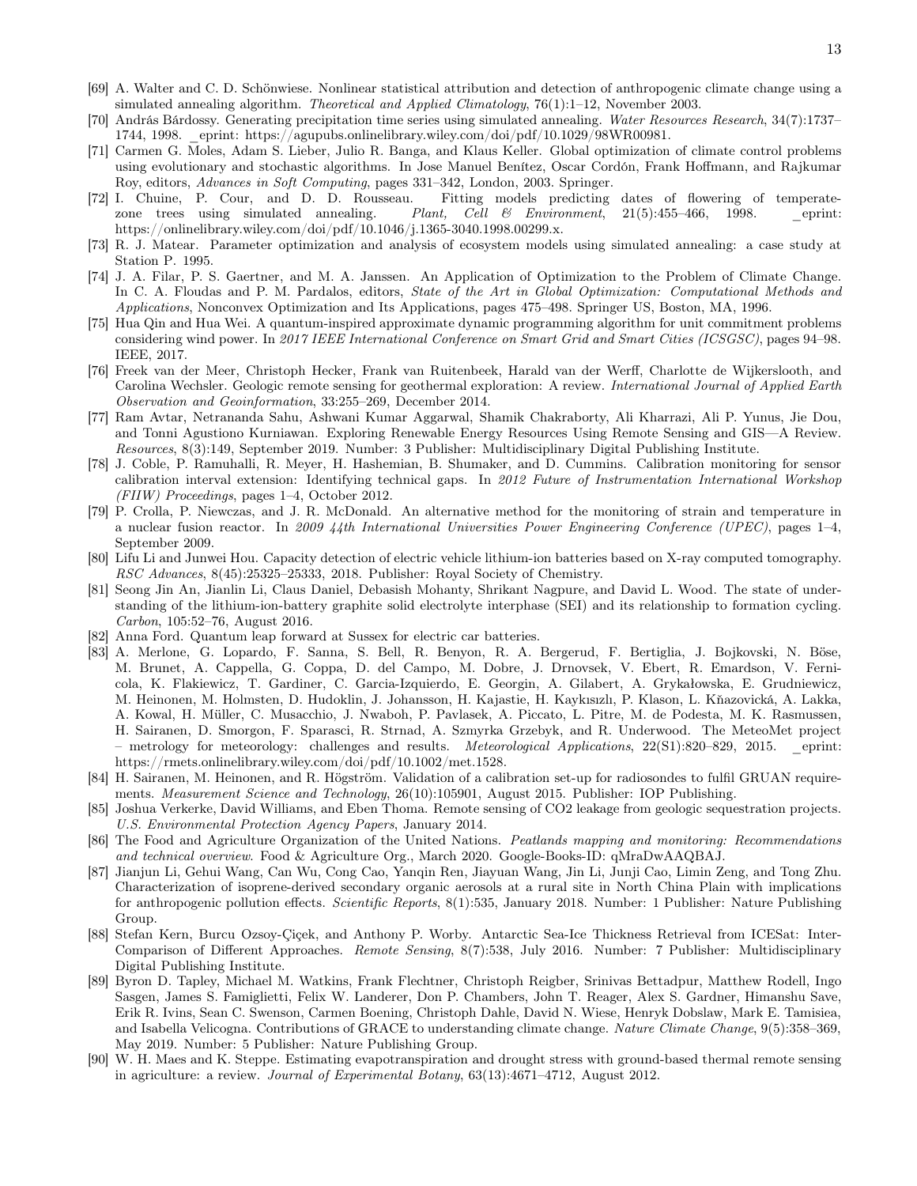[69] A. Walter and C. D. Schönwiese. Nonlinear statistical attribution and detection of anthropogenic climate change using a simulated annealing algorithm. *Theoretical and Applied Climatology*, 76(1):1–12, November 2003.

[70] András Bárdossy. Generating precipitation time series using simulated annealing. *Water Resources Research*, 34(7):1737–1744, 1998. _eprint: https://agupubs.onlinelibrary.wiley.com/doi/pdf/10.1029/98WR00981.

[71] Carmen G. Moles, Adam S. Lieber, Julio R. Banga, and Klaus Keller. Global optimization of climate control problems using evolutionary and stochastic algorithms. In Jose Manuel Benítez, Oscar Cordón, Frank Hoffmann, and Rajkumar Roy, editors, *Advances in Soft Computing*, pages 331–342, London, 2003. Springer.

[72] I. Chuine, P. Cour, and D. D. Rousseau. Fitting models predicting dates of flowering of temperate-zone trees using simulated annealing. *Plant, Cell & Environment*, 21(5):455–466, 1998. _eprint: https://onlinelibrary.wiley.com/doi/pdf/10.1046/j.1365-3040.1998.00299.x.

[73] R. J. Matear. Parameter optimization and analysis of ecosystem models using simulated annealing: a case study at Station P. 1995.

[74] J. A. Filar, P. S. Gaertner, and M. A. Janssen. An Application of Optimization to the Problem of Climate Change. In C. A. Floudas and P. M. Pardalos, editors, *State of the Art in Global Optimization: Computational Methods and Applications*, Nonconvex Optimization and Its Applications, pages 475–498. Springer US, Boston, MA, 1996.

[75] Hua Qin and Hua Wei. A quantum-inspired approximate dynamic programming algorithm for unit commitment problems considering wind power. In *2017 IEEE International Conference on Smart Grid and Smart Cities (ICSGSC)*, pages 94–98. IEEE, 2017.

[76] Freek van der Meer, Christoph Hecker, Frank van Ruitenbeek, Harald van der Werff, Charlotte de Wijkerslooth, and Carolina Wechsler. Geologic remote sensing for geothermal exploration: A review. *International Journal of Applied Earth Observation and Geoinformation*, 33:255–269, December 2014.

[77] Ram Avtar, Netrananda Sahu, Ashwani Kumar Aggarwal, Shamik Chakraborty, Ali Kharrazi, Ali P. Yunus, Jie Dou, and Tonni Agustiono Kurniawan. Exploring Renewable Energy Resources Using Remote Sensing and GIS—A Review. *Resources*, 8(3):149, September 2019. Number: 3 Publisher: Multidisciplinary Digital Publishing Institute.

[78] J. Coble, P. Ramuhalli, R. Meyer, H. Hashemian, B. Shumaker, and D. Cummins. Calibration monitoring for sensor calibration interval extension: Identifying technical gaps. In *2012 Future of Instrumentation International Workshop (FIIW) Proceedings*, pages 1–4, October 2012.

[79] P. Crolla, P. Niewczas, and J. R. McDonald. An alternative method for the monitoring of strain and temperature in a nuclear fusion reactor. In *2009 44th International Universities Power Engineering Conference (UPEC)*, pages 1–4, September 2009.

[80] Lifu Li and Junwei Hou. Capacity detection of electric vehicle lithium-ion batteries based on X-ray computed tomography. *RSC Advances*, 8(45):25325–25333, 2018. Publisher: Royal Society of Chemistry.

[81] Seong Jin An, Jianlin Li, Claus Daniel, Debasish Mohanty, Shrikant Nagpure, and David L. Wood. The state of understanding of the lithium-ion-battery graphite solid electrolyte interphase (SEI) and its relationship to formation cycling. *Carbon*, 105:52–76, August 2016.

[82] Anna Ford. Quantum leap forward at Sussex for electric car batteries.

[83] A. Merlone, G. Lopardo, F. Sanna, S. Bell, R. Benyon, R. A. Bergerud, F. Bertiglia, J. Bojkovski, N. Böse, M. Brunet, A. Cappella, G. Coppa, D. del Campo, M. Dobre, J. Drnovsek, V. Ebert, R. Emardson, V. Fernicola, K. Flakiewicz, T. Gardiner, C. Garcia-Izquierdo, E. Georgin, A. Gilabert, A. Grykałowska, E. Grudniewicz, M. Heinonen, M. Holmsten, D. Hudoklin, J. Johansson, H. Kajastie, H. Kaykısızlı, P. Klason, L. Kňazovická, A. Lakka, A. Kowal, H. Müller, C. Musacchio, J. Nwaboh, P. Pavlasek, A. Piccato, L. Pitre, M. de Podesta, M. K. Rasmussen, H. Sairanen, D. Smorgon, F. Sparasci, R. Strnad, A. Szmyrka Grzebyk, and R. Underwood. The MeteoMet project – metrology for meteorology: challenges and results. *Meteorological Applications*, 22(S1):820–829, 2015. _eprint: https://rmets.onlinelibrary.wiley.com/doi/pdf/10.1002/met.1528.

[84] H. Sairanen, M. Heinonen, and R. Högström. Validation of a calibration set-up for radiosondes to fulfil GRUAN requirements. *Measurement Science and Technology*, 26(10):105901, August 2015. Publisher: IOP Publishing.

[85] Joshua Verkerke, David Williams, and Eben Thoma. Remote sensing of CO2 leakage from geologic sequestration projects. *U.S. Environmental Protection Agency Papers*, January 2014.

[86] The Food and Agriculture Organization of the United Nations. *Peatlands mapping and monitoring: Recommendations and technical overview.* Food & Agriculture Org., March 2020. Google-Books-ID: qMraDwAAQBAJ.

[87] Jianjun Li, Gehui Wang, Can Wu, Cong Cao, Yanqin Ren, Jiayuan Wang, Jin Li, Junji Cao, Limin Zeng, and Tong Zhu. Characterization of isoprene-derived secondary organic aerosols at a rural site in North China Plain with implications for anthropogenic pollution effects. *Scientific Reports*, 8(1):535, January 2018. Number: 1 Publisher: Nature Publishing Group.

[88] Stefan Kern, Burcu Ozsoy-Çiçek, and Anthony P. Worby. Antarctic Sea-Ice Thickness Retrieval from ICESat: Inter-Comparison of Different Approaches. *Remote Sensing*, 8(7):538, July 2016. Number: 7 Publisher: Multidisciplinary Digital Publishing Institute.

[89] Byron D. Tapley, Michael M. Watkins, Frank Flechtner, Christoph Reigber, Srinivas Bettadpur, Matthew Rodell, Ingo Sasgen, James S. Famiglietti, Felix W. Landerer, Don P. Chambers, John T. Reager, Alex S. Gardner, Himanshu Save, Erik R. Ivins, Sean C. Swenson, Carmen Boening, Christoph Dahle, David N. Wiese, Henryk Dobslaw, Mark E. Tamisiea, and Isabella Velicogna. Contributions of GRACE to understanding climate change. *Nature Climate Change*, 9(5):358–369, May 2019. Number: 5 Publisher: Nature Publishing Group.

[90] W. H. Maes and K. Steppe. Estimating evapotranspiration and drought stress with ground-based thermal remote sensing in agriculture: a review. *Journal of Experimental Botany*, 63(13):4671–4712, August 2012.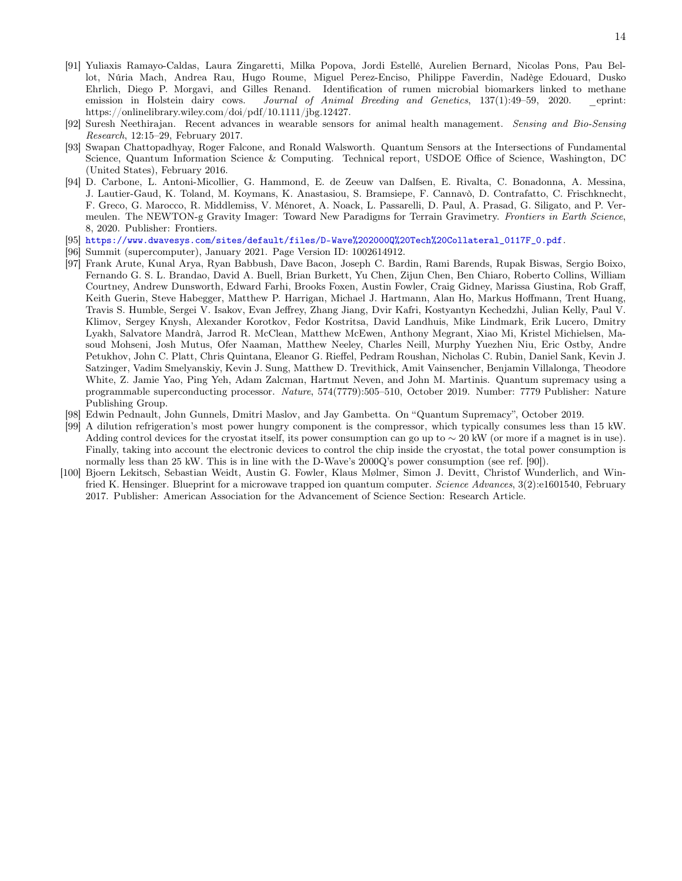[91] Yuliaxis Ramayo-Caldas, Laura Zingaretti, Milka Popova, Jordi Estellé, Aurelien Bernard, Nicolas Pons, Pau Bellot, Núria Mach, Andrea Rau, Hugo Roume, Miguel Perez-Enciso, Philippe Faverdin, Nadège Edouard, Dusko Ehrlich, Diego P. Morgavi, and Gilles Renand. Identification of rumen microbial biomarkers linked to methane emission in Holstein dairy cows. *Journal of Animal Breeding and Genetics*, 137(1):49–59, 2020. _eprint: https://onlinelibrary.wiley.com/doi/pdf/10.1111/jbg.12427.

[92] Suresh Neethirajan. Recent advances in wearable sensors for animal health management. *Sensing and Bio-Sensing Research*, 12:15–29, February 2017.

[93] Swapan Chattopadhyay, Roger Falcone, and Ronald Walsworth. Quantum Sensors at the Intersections of Fundamental Science, Quantum Information Science & Computing. Technical report, USDOE Office of Science, Washington, DC (United States), February 2016.

[94] D. Carbone, L. Antoni-Micollier, G. Hammond, E. de Zeeuw van Dalfsen, E. Rivalta, C. Bonadonna, A. Messina, J. Lautier-Gaud, K. Toland, M. Koymans, K. Anastasiou, S. Bramsiepe, F. Cannavò, D. Contrafatto, C. Frischknecht, F. Greco, G. Marocco, R. Middlemiss, V. Ménoret, A. Noack, L. Passarelli, D. Paul, A. Prasad, G. Siligato, and P. Vermeulen. The NEWTON-g Gravity Imager: Toward New Paradigms for Terrain Gravimetry. *Frontiers in Earth Science*, 8, 2020. Publisher: Frontiers.

[95] https://www.dwavesys.com/sites/default/files/D-Wave%202000Q%20Tech%20Collateral_0117F_0.pdf.

[96] Summit (supercomputer), January 2021. Page Version ID: 1002614912.

[97] Frank Arute, Kunal Arya, Ryan Babbush, Dave Bacon, Joseph C. Bardin, Rami Barends, Rupak Biswas, Sergio Boixo, Fernando G. S. L. Brandao, David A. Buell, Brian Burkett, Yu Chen, Zijun Chen, Ben Chiaro, Roberto Collins, William Courtney, Andrew Dunsworth, Edward Farhi, Brooks Foxen, Austin Fowler, Craig Gidney, Marissa Giustina, Rob Graff, Keith Guerin, Steve Habegger, Matthew P. Harrigan, Michael J. Hartmann, Alan Ho, Markus Hoffmann, Trent Huang, Travis S. Humble, Sergei V. Isakov, Evan Jeffrey, Zhang Jiang, Dvir Kafri, Kostyantyn Kechedzhi, Julian Kelly, Paul V. Klimov, Sergey Knysh, Alexander Korotkov, Fedor Kostritsa, David Landhuis, Mike Lindmark, Erik Lucero, Dmitry Lyakh, Salvatore Mandrà, Jarrod R. McClean, Matthew McEwen, Anthony Megrant, Xiao Mi, Kristel Michielsen, Masoud Mohseni, Josh Mutus, Ofer Naaman, Matthew Neeley, Charles Neill, Murphy Yuezhen Niu, Eric Ostby, Andre Petukhov, John C. Platt, Chris Quintana, Eleanor G. Rieffel, Pedram Roushan, Nicholas C. Rubin, Daniel Sank, Kevin J. Satzinger, Vadim Smelyanskiy, Kevin J. Sung, Matthew D. Trevithick, Amit Vainsencher, Benjamin Villalonga, Theodore White, Z. Jamie Yao, Ping Yeh, Adam Zalcman, Hartmut Neven, and John M. Martinis. Quantum supremacy using a programmable superconducting processor. *Nature*, 574(7779):505–510, October 2019. Number: 7779 Publisher: Nature Publishing Group.

[98] Edwin Pednault, John Gunnels, Dmitri Maslov, and Jay Gambetta. On "Quantum Supremacy", October 2019.

[99] A dilution refrigeration's most power hungry component is the compressor, which typically consumes less than 15 kW. Adding control devices for the cryostat itself, its power consumption can go up to $\sim 20$ kW (or more if a magnet is in use). Finally, taking into account the electronic devices to control the chip inside the cryostat, the total power consumption is normally less than 25 kW. This is in line with the D-Wave's 2000Q's power consumption (see ref. [90]).

[100] Bjoern Lekitsch, Sebastian Weidt, Austin G. Fowler, Klaus Mølmer, Simon J. Devitt, Christof Wunderlich, and Winfried K. Hensinger. Blueprint for a microwave trapped ion quantum computer. *Science Advances*, 3(2):e1601540, February 2017. Publisher: American Association for the Advancement of Science Section: Research Article.